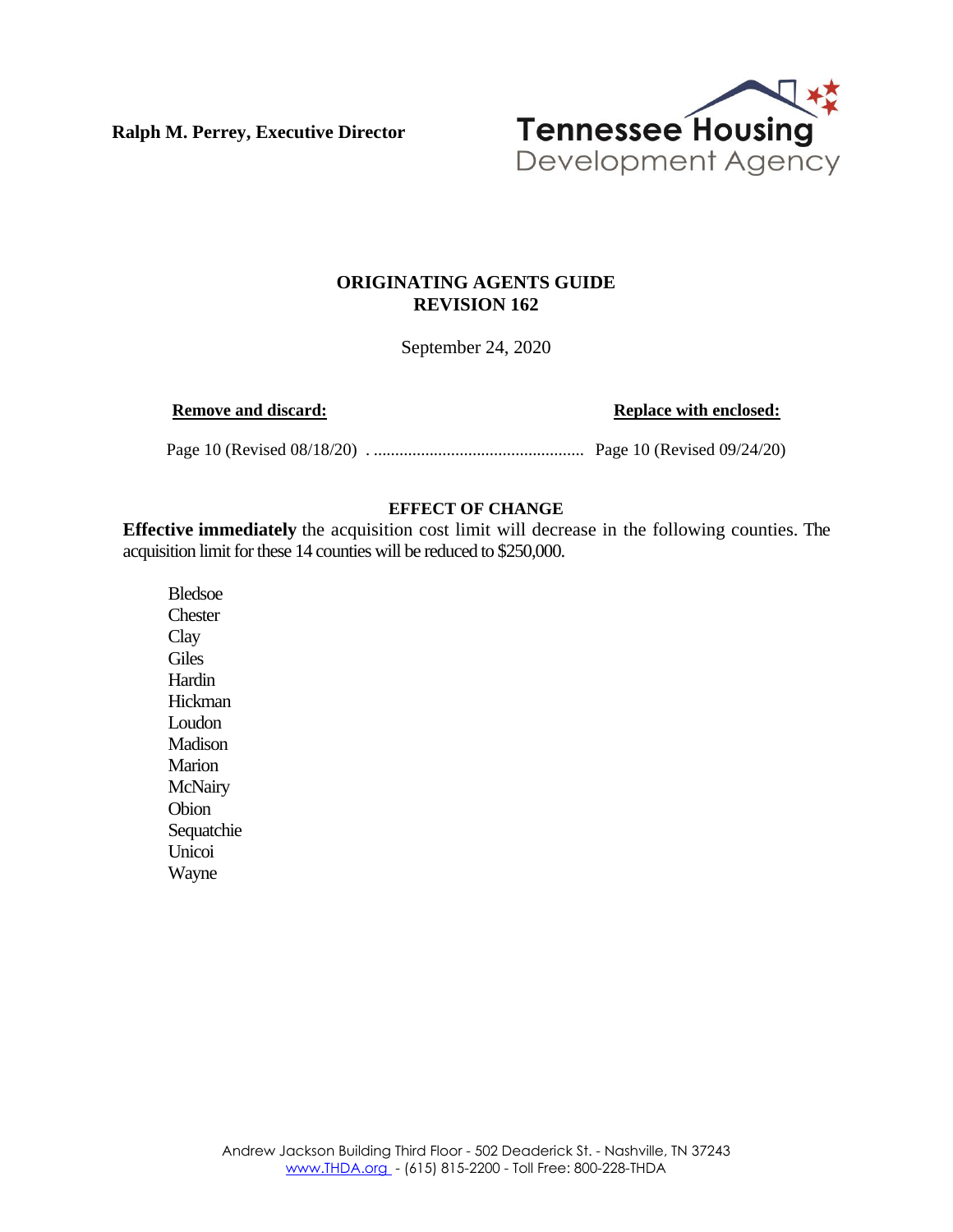**Ralph M. Perrey, Executive Director**

Tennessee Housing Development Agency

## ORIGINATING AGENTS GUIDE
## REVISION 162

September 24, 2020

| **Remove and discard:** | **Replace with enclosed:** |
|---|---|
| Page 10 (Revised 08/18/20) | Page 10 (Revised 09/24/20) |

### EFFECT OF CHANGE

**Effective immediately** the acquisition cost limit will decrease in the following counties. The acquisition limit for these 14 counties will be reduced to $250,000.

Bledsoe
Chester
Clay
Giles
Hardin
Hickman
Loudon
Madison
Marion
McNairy
Obion
Sequatchie
Unicoi
Wayne

Andrew Jackson Building Third Floor - 502 Deaderick St. - Nashville, TN 37243
www.THDA.org - (615) 815-2200 - Toll Free: 800-228-THDA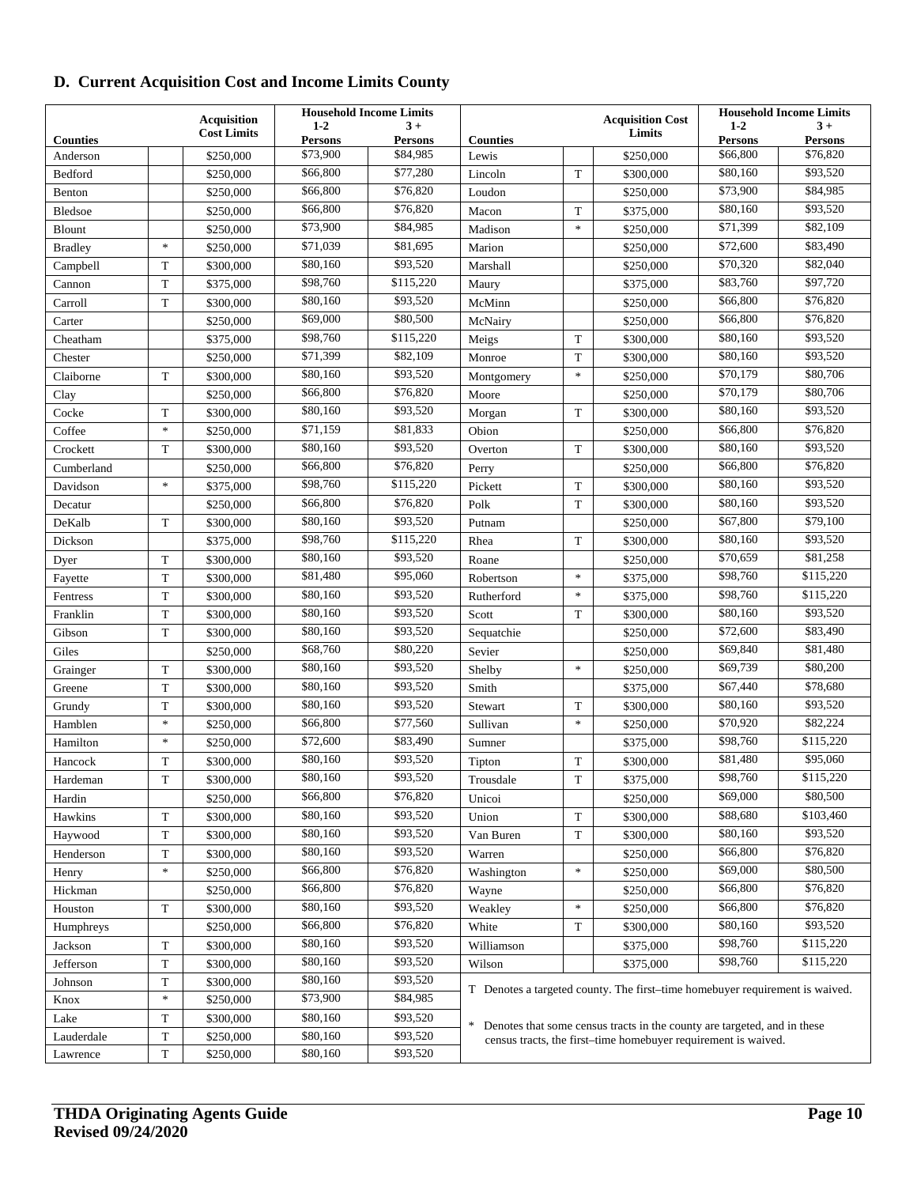## D. Current Acquisition Cost and Income Limits County

| Counties | | Acquisition Cost Limits | Household Income Limits 1-2 Persons | Household Income Limits 3 + Persons | Counties | | Acquisition Cost Limits | Household Income Limits 1-2 Persons | Household Income Limits 3 + Persons |
|---|---|---|---|---|---|---|---|---|---|
| Anderson | | $250,000 | $73,900 | $84,985 | Lewis | | $250,000 | $66,800 | $76,820 |
| Bedford | | $250,000 | $66,800 | $77,280 | Lincoln | T | $300,000 | $80,160 | $93,520 |
| Benton | | $250,000 | $66,800 | $76,820 | Loudon | | $250,000 | $73,900 | $84,985 |
| Bledsoe | | $250,000 | $66,800 | $76,820 | Macon | T | $375,000 | $80,160 | $93,520 |
| Blount | | $250,000 | $73,900 | $84,985 | Madison | * | $250,000 | $71,399 | $82,109 |
| Bradley | * | $250,000 | $71,039 | $81,695 | Marion | | $250,000 | $72,600 | $83,490 |
| Campbell | T | $300,000 | $80,160 | $93,520 | Marshall | | $250,000 | $70,320 | $82,040 |
| Cannon | T | $375,000 | $98,760 | $115,220 | Maury | | $375,000 | $83,760 | $97,720 |
| Carroll | T | $300,000 | $80,160 | $93,520 | McMinn | | $250,000 | $66,800 | $76,820 |
| Carter | | $250,000 | $69,000 | $80,500 | McNairy | | $250,000 | $66,800 | $76,820 |
| Cheatham | | $375,000 | $98,760 | $115,220 | Meigs | T | $300,000 | $80,160 | $93,520 |
| Chester | | $250,000 | $71,399 | $82,109 | Monroe | T | $300,000 | $80,160 | $93,520 |
| Claiborne | T | $300,000 | $80,160 | $93,520 | Montgomery | * | $250,000 | $70,179 | $80,706 |
| Clay | | $250,000 | $66,800 | $76,820 | Moore | | $250,000 | $70,179 | $80,706 |
| Cocke | T | $300,000 | $80,160 | $93,520 | Morgan | T | $300,000 | $80,160 | $93,520 |
| Coffee | * | $250,000 | $71,159 | $81,833 | Obion | | $250,000 | $66,800 | $76,820 |
| Crockett | T | $300,000 | $80,160 | $93,520 | Overton | T | $300,000 | $80,160 | $93,520 |
| Cumberland | | $250,000 | $66,800 | $76,820 | Perry | | $250,000 | $66,800 | $76,820 |
| Davidson | * | $375,000 | $98,760 | $115,220 | Pickett | T | $300,000 | $80,160 | $93,520 |
| Decatur | | $250,000 | $66,800 | $76,820 | Polk | T | $300,000 | $80,160 | $93,520 |
| DeKalb | T | $300,000 | $80,160 | $93,520 | Putnam | | $250,000 | $67,800 | $79,100 |
| Dickson | | $375,000 | $98,760 | $115,220 | Rhea | T | $300,000 | $80,160 | $93,520 |
| Dyer | T | $300,000 | $80,160 | $93,520 | Roane | | $250,000 | $70,659 | $81,258 |
| Fayette | T | $300,000 | $81,480 | $95,060 | Robertson | * | $375,000 | $98,760 | $115,220 |
| Fentress | T | $300,000 | $80,160 | $93,520 | Rutherford | * | $375,000 | $98,760 | $115,220 |
| Franklin | T | $300,000 | $80,160 | $93,520 | Scott | T | $300,000 | $80,160 | $93,520 |
| Gibson | T | $300,000 | $80,160 | $93,520 | Sequatchie | | $250,000 | $72,600 | $83,490 |
| Giles | | $250,000 | $68,760 | $80,220 | Sevier | | $250,000 | $69,840 | $81,480 |
| Grainger | T | $300,000 | $80,160 | $93,520 | Shelby | * | $250,000 | $69,739 | $80,200 |
| Greene | T | $300,000 | $80,160 | $93,520 | Smith | | $375,000 | $67,440 | $78,680 |
| Grundy | T | $300,000 | $80,160 | $93,520 | Stewart | T | $300,000 | $80,160 | $93,520 |
| Hamblen | * | $250,000 | $66,800 | $77,560 | Sullivan | * | $250,000 | $70,920 | $82,224 |
| Hamilton | * | $250,000 | $72,600 | $83,490 | Sumner | | $375,000 | $98,760 | $115,220 |
| Hancock | T | $300,000 | $80,160 | $93,520 | Tipton | T | $300,000 | $81,480 | $95,060 |
| Hardeman | T | $300,000 | $80,160 | $93,520 | Trousdale | T | $375,000 | $98,760 | $115,220 |
| Hardin | | $250,000 | $66,800 | $76,820 | Unicoi | | $250,000 | $69,000 | $80,500 |
| Hawkins | T | $300,000 | $80,160 | $93,520 | Union | T | $300,000 | $88,680 | $103,460 |
| Haywood | T | $300,000 | $80,160 | $93,520 | Van Buren | T | $300,000 | $80,160 | $93,520 |
| Henderson | T | $300,000 | $80,160 | $93,520 | Warren | | $250,000 | $66,800 | $76,820 |
| Henry | * | $250,000 | $66,800 | $76,820 | Washington | * | $250,000 | $69,000 | $80,500 |
| Hickman | | $250,000 | $66,800 | $76,820 | Wayne | | $250,000 | $66,800 | $76,820 |
| Houston | T | $300,000 | $80,160 | $93,520 | Weakley | * | $250,000 | $66,800 | $76,820 |
| Humphreys | | $250,000 | $66,800 | $76,820 | White | T | $300,000 | $80,160 | $93,520 |
| Jackson | T | $300,000 | $80,160 | $93,520 | Williamson | | $375,000 | $98,760 | $115,220 |
| Jefferson | T | $300,000 | $80,160 | $93,520 | Wilson | | $375,000 | $98,760 | $115,220 |
| Johnson | T | $300,000 | $80,160 | $93,520 | | | | | |
| Knox | * | $250,000 | $73,900 | $84,985 | | | | | |
| Lake | T | $300,000 | $80,160 | $93,520 | | | | | |
| Lauderdale | T | $250,000 | $80,160 | $93,520 | | | | | |
| Lawrence | T | $250,000 | $80,160 | $93,520 | | | | | |

T Denotes a targeted county. The first–time homebuyer requirement is waived.

* Denotes that some census tracts in the county are targeted, and in these census tracts, the first–time homebuyer requirement is waived.

**THDA Originating Agents Guide**
**Revised 09/24/2020**